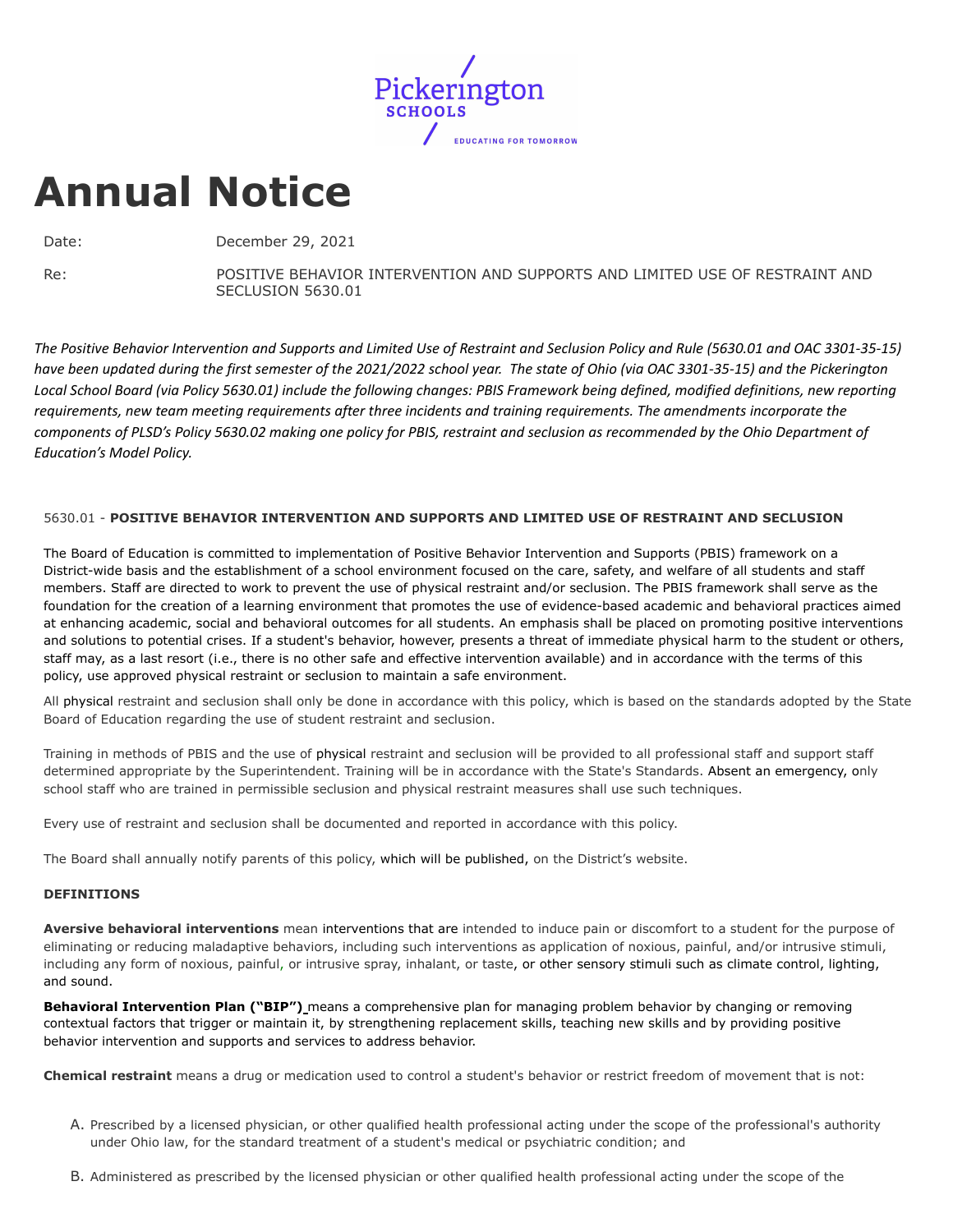Pickerington SCHOOLS

EDUCATING FOR TOMORROW

# Annual Notice

Date: December 29, 2021

Re: POSITIVE BEHAVIOR INTERVENTION AND SUPPORTS AND LIMITED USE OF RESTRAINT AND SECLUSION 5630.01

*The Positive Behavior Intervention and Supports and Limited Use of Restraint and Seclusion Policy and Rule (5630.01 and OAC 3301-35-15) have been updated during the first semester of the 2021/2022 school year. The state of Ohio (via OAC 3301-35-15) and the Pickerington Local School Board (via Policy 5630.01) include the following changes: PBIS Framework being defined, modified definitions, new reporting requirements, new team meeting requirements after three incidents and training requirements. The amendments incorporate the components of PLSD's Policy 5630.02 making one policy for PBIS, restraint and seclusion as recommended by the Ohio Department of Education's Model Policy.*

## 5630.01 - POSITIVE BEHAVIOR INTERVENTION AND SUPPORTS AND LIMITED USE OF RESTRAINT AND SECLUSION

The Board of Education is committed to implementation of Positive Behavior Intervention and Supports (PBIS) framework on a District-wide basis and the establishment of a school environment focused on the care, safety, and welfare of all students and staff members. Staff are directed to work to prevent the use of physical restraint and/or seclusion. The PBIS framework shall serve as the foundation for the creation of a learning environment that promotes the use of evidence-based academic and behavioral practices aimed at enhancing academic, social and behavioral outcomes for all students. An emphasis shall be placed on promoting positive interventions and solutions to potential crises. If a student's behavior, however, presents a threat of immediate physical harm to the student or others, staff may, as a last resort (i.e., there is no other safe and effective intervention available) and in accordance with the terms of this policy, use approved physical restraint or seclusion to maintain a safe environment.

All physical restraint and seclusion shall only be done in accordance with this policy, which is based on the standards adopted by the State Board of Education regarding the use of student restraint and seclusion.

Training in methods of PBIS and the use of physical restraint and seclusion will be provided to all professional staff and support staff determined appropriate by the Superintendent. Training will be in accordance with the State's Standards. Absent an emergency, only school staff who are trained in permissible seclusion and physical restraint measures shall use such techniques.

Every use of restraint and seclusion shall be documented and reported in accordance with this policy.

The Board shall annually notify parents of this policy, which will be published, on the District's website.

### DEFINITIONS

**Aversive behavioral interventions** mean interventions that are intended to induce pain or discomfort to a student for the purpose of eliminating or reducing maladaptive behaviors, including such interventions as application of noxious, painful, and/or intrusive stimuli, including any form of noxious, painful, or intrusive spray, inhalant, or taste, or other sensory stimuli such as climate control, lighting, and sound.

**Behavioral Intervention Plan ("BIP")** means a comprehensive plan for managing problem behavior by changing or removing contextual factors that trigger or maintain it, by strengthening replacement skills, teaching new skills and by providing positive behavior intervention and supports and services to address behavior.

**Chemical restraint** means a drug or medication used to control a student's behavior or restrict freedom of movement that is not:

A. Prescribed by a licensed physician, or other qualified health professional acting under the scope of the professional's authority under Ohio law, for the standard treatment of a student's medical or psychiatric condition; and

B. Administered as prescribed by the licensed physician or other qualified health professional acting under the scope of the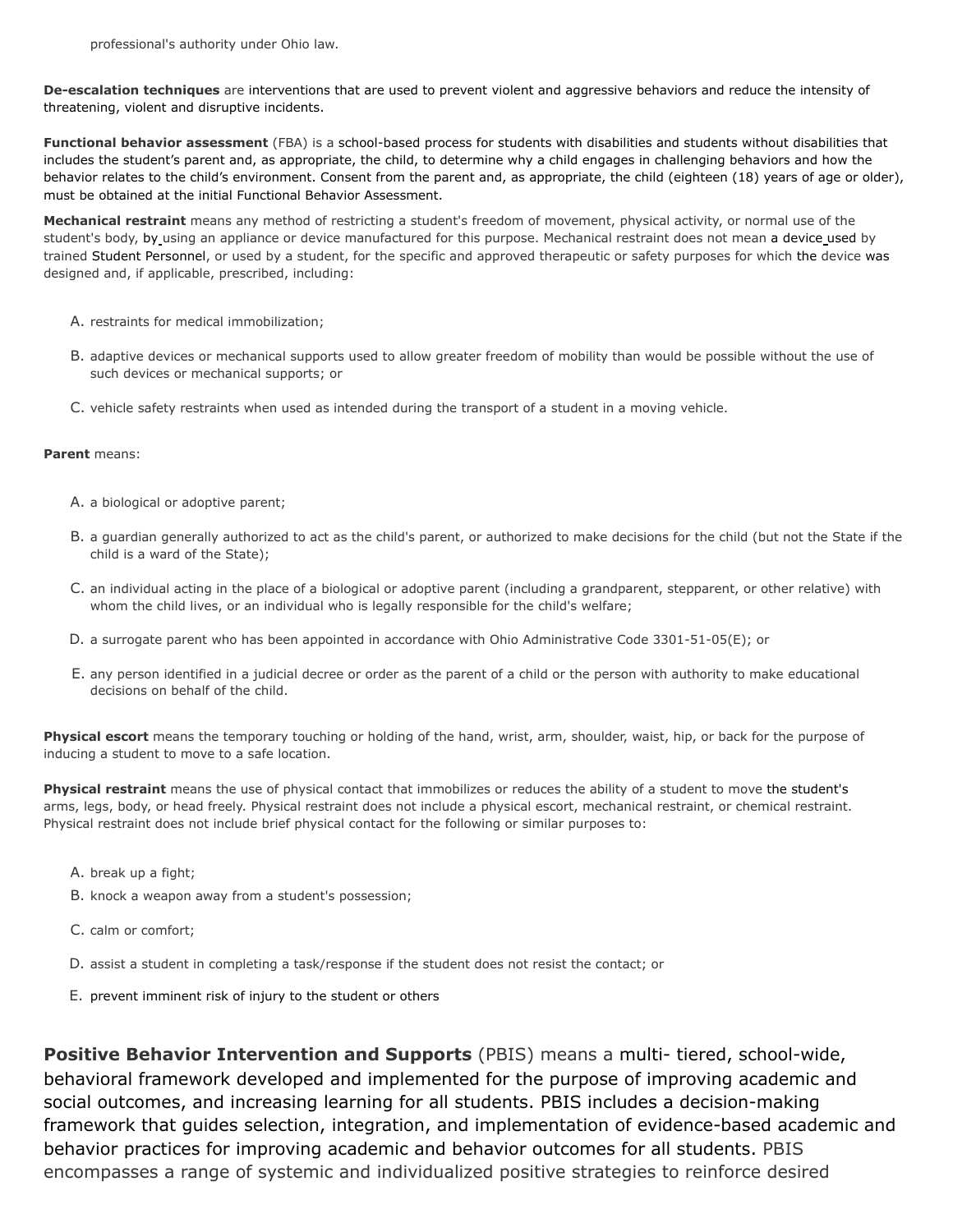professional's authority under Ohio law.

**De-escalation techniques** are interventions that are used to prevent violent and aggressive behaviors and reduce the intensity of threatening, violent and disruptive incidents.

**Functional behavior assessment** (FBA) is a school-based process for students with disabilities and students without disabilities that includes the student's parent and, as appropriate, the child, to determine why a child engages in challenging behaviors and how the behavior relates to the child's environment. Consent from the parent and, as appropriate, the child (eighteen (18) years of age or older), must be obtained at the initial Functional Behavior Assessment.

**Mechanical restraint** means any method of restricting a student's freedom of movement, physical activity, or normal use of the student's body, by using an appliance or device manufactured for this purpose. Mechanical restraint does not mean a device used by trained Student Personnel, or used by a student, for the specific and approved therapeutic or safety purposes for which the device was designed and, if applicable, prescribed, including:

A. restraints for medical immobilization;

B. adaptive devices or mechanical supports used to allow greater freedom of mobility than would be possible without the use of such devices or mechanical supports; or

C. vehicle safety restraints when used as intended during the transport of a student in a moving vehicle.

**Parent** means:

A. a biological or adoptive parent;

B. a guardian generally authorized to act as the child's parent, or authorized to make decisions for the child (but not the State if the child is a ward of the State);

C. an individual acting in the place of a biological or adoptive parent (including a grandparent, stepparent, or other relative) with whom the child lives, or an individual who is legally responsible for the child's welfare;

D. a surrogate parent who has been appointed in accordance with Ohio Administrative Code 3301-51-05(E); or

E. any person identified in a judicial decree or order as the parent of a child or the person with authority to make educational decisions on behalf of the child.

**Physical escort** means the temporary touching or holding of the hand, wrist, arm, shoulder, waist, hip, or back for the purpose of inducing a student to move to a safe location.

**Physical restraint** means the use of physical contact that immobilizes or reduces the ability of a student to move the student's arms, legs, body, or head freely. Physical restraint does not include a physical escort, mechanical restraint, or chemical restraint. Physical restraint does not include brief physical contact for the following or similar purposes to:

A. break up a fight;

B. knock a weapon away from a student's possession;

C. calm or comfort;

D. assist a student in completing a task/response if the student does not resist the contact; or

E. prevent imminent risk of injury to the student or others

**Positive Behavior Intervention and Supports** (PBIS) means a multi- tiered, school-wide, behavioral framework developed and implemented for the purpose of improving academic and social outcomes, and increasing learning for all students. PBIS includes a decision-making framework that guides selection, integration, and implementation of evidence-based academic and behavior practices for improving academic and behavior outcomes for all students. PBIS encompasses a range of systemic and individualized positive strategies to reinforce desired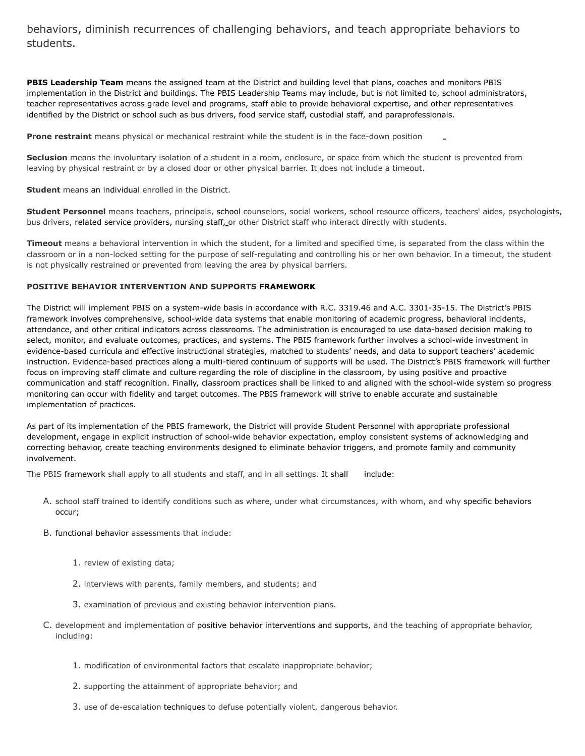behaviors, diminish recurrences of challenging behaviors, and teach appropriate behaviors to students.

**PBIS Leadership Team** means the assigned team at the District and building level that plans, coaches and monitors PBIS implementation in the District and buildings. The PBIS Leadership Teams may include, but is not limited to, school administrators, teacher representatives across grade level and programs, staff able to provide behavioral expertise, and other representatives identified by the District or school such as bus drivers, food service staff, custodial staff, and paraprofessionals.

**Prone restraint** means physical or mechanical restraint while the student is in the face-down position

**Seclusion** means the involuntary isolation of a student in a room, enclosure, or space from which the student is prevented from leaving by physical restraint or by a closed door or other physical barrier. It does not include a timeout.

**Student** means an individual enrolled in the District.

**Student Personnel** means teachers, principals, school counselors, social workers, school resource officers, teachers' aides, psychologists, bus drivers, related service providers, nursing staff, or other District staff who interact directly with students.

**Timeout** means a behavioral intervention in which the student, for a limited and specified time, is separated from the class within the classroom or in a non-locked setting for the purpose of self-regulating and controlling his or her own behavior. In a timeout, the student is not physically restrained or prevented from leaving the area by physical barriers.

**POSITIVE BEHAVIOR INTERVENTION AND SUPPORTS FRAMEWORK**

The District will implement PBIS on a system-wide basis in accordance with R.C. 3319.46 and A.C. 3301-35-15. The District's PBIS framework involves comprehensive, school-wide data systems that enable monitoring of academic progress, behavioral incidents, attendance, and other critical indicators across classrooms. The administration is encouraged to use data-based decision making to select, monitor, and evaluate outcomes, practices, and systems. The PBIS framework further involves a school-wide investment in evidence-based curricula and effective instructional strategies, matched to students' needs, and data to support teachers' academic instruction. Evidence-based practices along a multi-tiered continuum of supports will be used. The District's PBIS framework will further focus on improving staff climate and culture regarding the role of discipline in the classroom, by using positive and proactive communication and staff recognition. Finally, classroom practices shall be linked to and aligned with the school-wide system so progress monitoring can occur with fidelity and target outcomes. The PBIS framework will strive to enable accurate and sustainable implementation of practices.

As part of its implementation of the PBIS framework, the District will provide Student Personnel with appropriate professional development, engage in explicit instruction of school-wide behavior expectation, employ consistent systems of acknowledging and correcting behavior, create teaching environments designed to eliminate behavior triggers, and promote family and community involvement.

The PBIS framework shall apply to all students and staff, and in all settings. It shall include:

A. school staff trained to identify conditions such as where, under what circumstances, with whom, and why specific behaviors occur;

B. functional behavior assessments that include:

   1. review of existing data;

   2. interviews with parents, family members, and students; and

   3. examination of previous and existing behavior intervention plans.

C. development and implementation of positive behavior interventions and supports, and the teaching of appropriate behavior, including:

   1. modification of environmental factors that escalate inappropriate behavior;

   2. supporting the attainment of appropriate behavior; and

   3. use of de-escalation techniques to defuse potentially violent, dangerous behavior.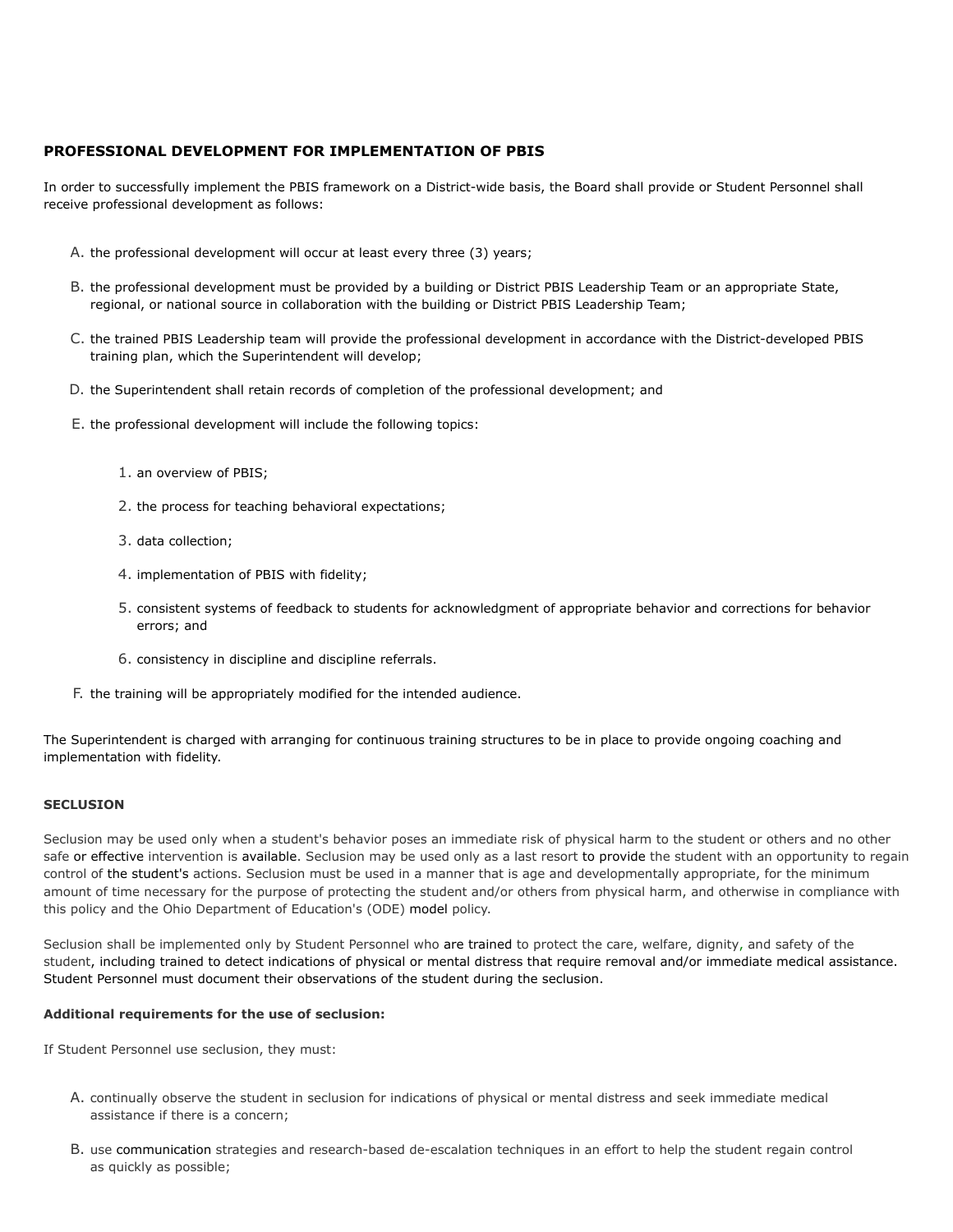### PROFESSIONAL DEVELOPMENT FOR IMPLEMENTATION OF PBIS

In order to successfully implement the PBIS framework on a District-wide basis, the Board shall provide or Student Personnel shall receive professional development as follows:

A. the professional development will occur at least every three (3) years;

B. the professional development must be provided by a building or District PBIS Leadership Team or an appropriate State, regional, or national source in collaboration with the building or District PBIS Leadership Team;

C. the trained PBIS Leadership team will provide the professional development in accordance with the District-developed PBIS training plan, which the Superintendent will develop;

D. the Superintendent shall retain records of completion of the professional development; and

E. the professional development will include the following topics:

   1. an overview of PBIS;
   2. the process for teaching behavioral expectations;
   3. data collection;
   4. implementation of PBIS with fidelity;
   5. consistent systems of feedback to students for acknowledgment of appropriate behavior and corrections for behavior errors; and
   6. consistency in discipline and discipline referrals.

F. the training will be appropriately modified for the intended audience.

The Superintendent is charged with arranging for continuous training structures to be in place to provide ongoing coaching and implementation with fidelity.

**SECLUSION**

Seclusion may be used only when a student's behavior poses an immediate risk of physical harm to the student or others and no other safe or effective intervention is available. Seclusion may be used only as a last resort to provide the student with an opportunity to regain control of the student's actions. Seclusion must be used in a manner that is age and developmentally appropriate, for the minimum amount of time necessary for the purpose of protecting the student and/or others from physical harm, and otherwise in compliance with this policy and the Ohio Department of Education's (ODE) model policy.

Seclusion shall be implemented only by Student Personnel who are trained to protect the care, welfare, dignity, and safety of the student, including trained to detect indications of physical or mental distress that require removal and/or immediate medical assistance. Student Personnel must document their observations of the student during the seclusion.

**Additional requirements for the use of seclusion:**

If Student Personnel use seclusion, they must:

A. continually observe the student in seclusion for indications of physical or mental distress and seek immediate medical assistance if there is a concern;

B. use communication strategies and research-based de-escalation techniques in an effort to help the student regain control as quickly as possible;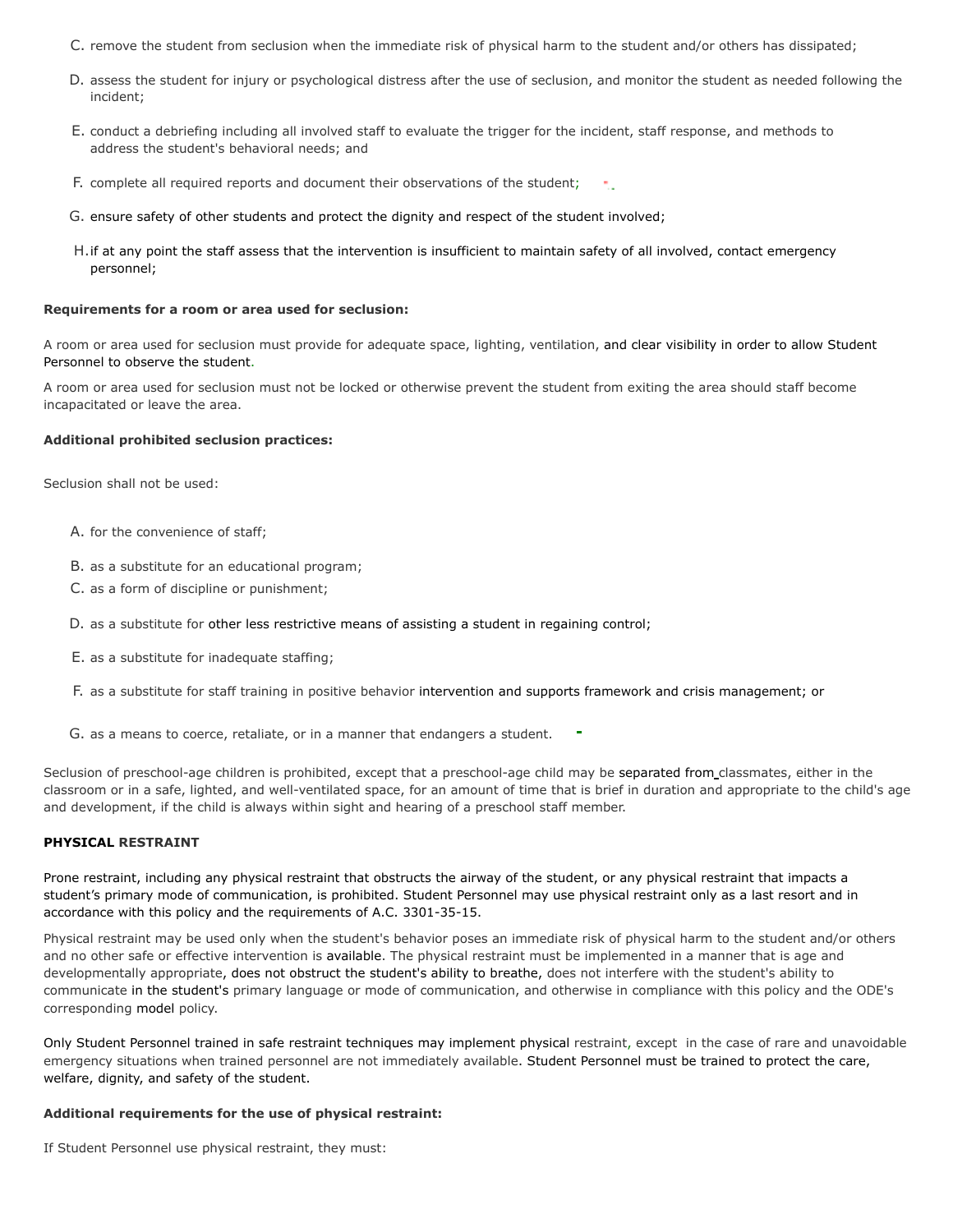C. remove the student from seclusion when the immediate risk of physical harm to the student and/or others has dissipated;

D. assess the student for injury or psychological distress after the use of seclusion, and monitor the student as needed following the incident;

E. conduct a debriefing including all involved staff to evaluate the trigger for the incident, staff response, and methods to address the student's behavioral needs; and

F. complete all required reports and document their observations of the student;

G. ensure safety of other students and protect the dignity and respect of the student involved;

H. if at any point the staff assess that the intervention is insufficient to maintain safety of all involved, contact emergency personnel;

**Requirements for a room or area used for seclusion:**

A room or area used for seclusion must provide for adequate space, lighting, ventilation, and clear visibility in order to allow Student Personnel to observe the student.

A room or area used for seclusion must not be locked or otherwise prevent the student from exiting the area should staff become incapacitated or leave the area.

**Additional prohibited seclusion practices:**

Seclusion shall not be used:

A. for the convenience of staff;

B. as a substitute for an educational program;

C. as a form of discipline or punishment;

D. as a substitute for other less restrictive means of assisting a student in regaining control;

E. as a substitute for inadequate staffing;

F. as a substitute for staff training in positive behavior intervention and supports framework and crisis management; or

G. as a means to coerce, retaliate, or in a manner that endangers a student.

Seclusion of preschool-age children is prohibited, except that a preschool-age child may be separated from classmates, either in the classroom or in a safe, lighted, and well-ventilated space, for an amount of time that is brief in duration and appropriate to the child's age and development, if the child is always within sight and hearing of a preschool staff member.

**PHYSICAL RESTRAINT**

Prone restraint, including any physical restraint that obstructs the airway of the student, or any physical restraint that impacts a student's primary mode of communication, is prohibited. Student Personnel may use physical restraint only as a last resort and in accordance with this policy and the requirements of A.C. 3301-35-15.

Physical restraint may be used only when the student's behavior poses an immediate risk of physical harm to the student and/or others and no other safe or effective intervention is available. The physical restraint must be implemented in a manner that is age and developmentally appropriate, does not obstruct the student's ability to breathe, does not interfere with the student's ability to communicate in the student's primary language or mode of communication, and otherwise in compliance with this policy and the ODE's corresponding model policy.

Only Student Personnel trained in safe restraint techniques may implement physical restraint, except in the case of rare and unavoidable emergency situations when trained personnel are not immediately available. Student Personnel must be trained to protect the care, welfare, dignity, and safety of the student.

**Additional requirements for the use of physical restraint:**

If Student Personnel use physical restraint, they must: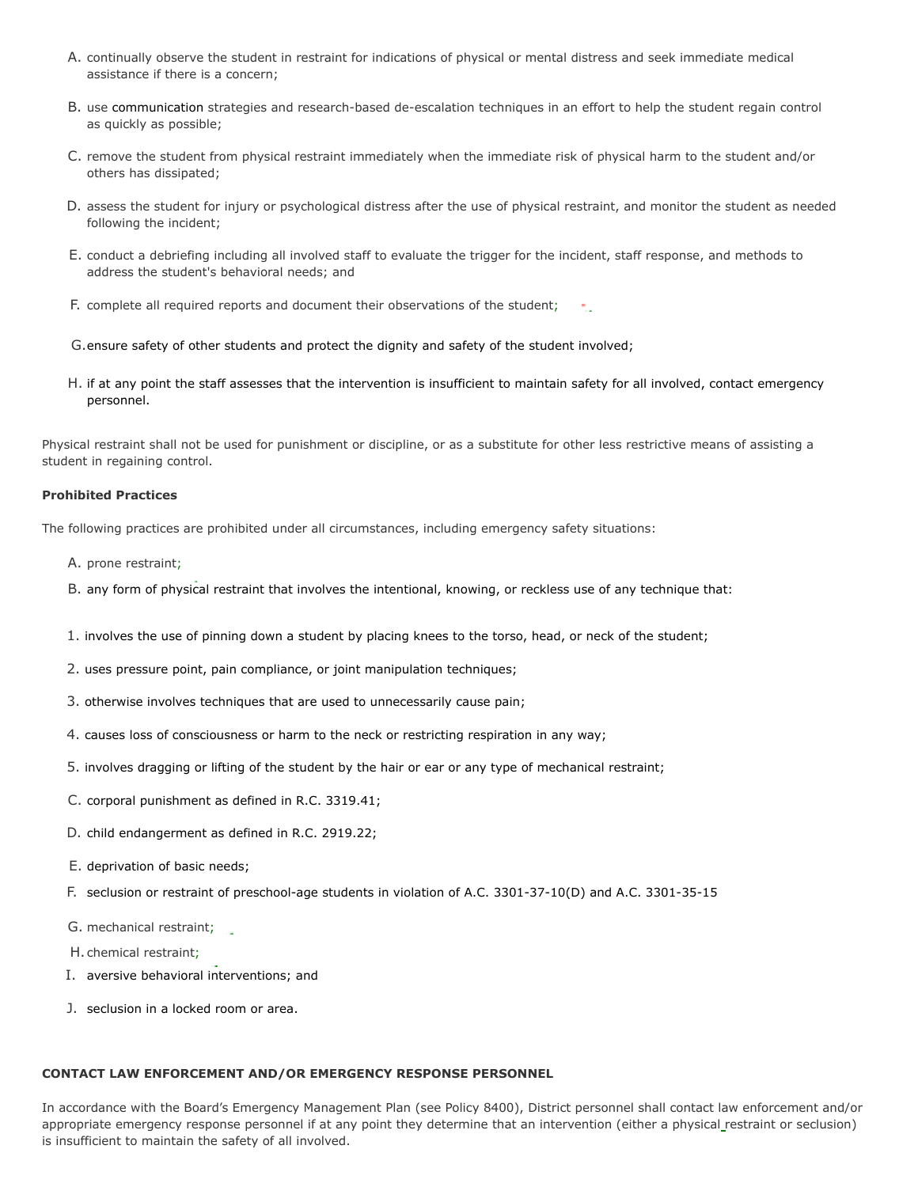A. continually observe the student in restraint for indications of physical or mental distress and seek immediate medical assistance if there is a concern;

B. use communication strategies and research-based de-escalation techniques in an effort to help the student regain control as quickly as possible;

C. remove the student from physical restraint immediately when the immediate risk of physical harm to the student and/or others has dissipated;

D. assess the student for injury or psychological distress after the use of physical restraint, and monitor the student as needed following the incident;

E. conduct a debriefing including all involved staff to evaluate the trigger for the incident, staff response, and methods to address the student's behavioral needs; and

F. complete all required reports and document their observations of the student;

G. ensure safety of other students and protect the dignity and safety of the student involved;

H. if at any point the staff assesses that the intervention is insufficient to maintain safety for all involved, contact emergency personnel.

Physical restraint shall not be used for punishment or discipline, or as a substitute for other less restrictive means of assisting a student in regaining control.

**Prohibited Practices**

The following practices are prohibited under all circumstances, including emergency safety situations:

A. prone restraint;

B. any form of physical restraint that involves the intentional, knowing, or reckless use of any technique that:

1. involves the use of pinning down a student by placing knees to the torso, head, or neck of the student;

2. uses pressure point, pain compliance, or joint manipulation techniques;

3. otherwise involves techniques that are used to unnecessarily cause pain;

4. causes loss of consciousness or harm to the neck or restricting respiration in any way;

5. involves dragging or lifting of the student by the hair or ear or any type of mechanical restraint;

C. corporal punishment as defined in R.C. 3319.41;

D. child endangerment as defined in R.C. 2919.22;

E. deprivation of basic needs;

F. seclusion or restraint of preschool-age students in violation of A.C. 3301-37-10(D) and A.C. 3301-35-15

G. mechanical restraint;

H. chemical restraint;

I. aversive behavioral interventions; and

J. seclusion in a locked room or area.

**CONTACT LAW ENFORCEMENT AND/OR EMERGENCY RESPONSE PERSONNEL**

In accordance with the Board's Emergency Management Plan (see Policy 8400), District personnel shall contact law enforcement and/or appropriate emergency response personnel if at any point they determine that an intervention (either a physical restraint or seclusion) is insufficient to maintain the safety of all involved.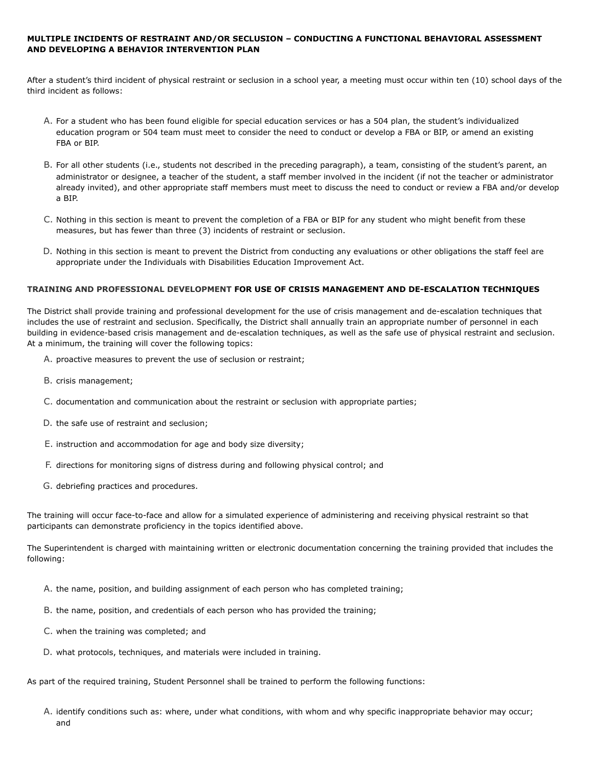**MULTIPLE INCIDENTS OF RESTRAINT AND/OR SECLUSION – CONDUCTING A FUNCTIONAL BEHAVIORAL ASSESSMENT AND DEVELOPING A BEHAVIOR INTERVENTION PLAN**

After a student's third incident of physical restraint or seclusion in a school year, a meeting must occur within ten (10) school days of the third incident as follows:

A. For a student who has been found eligible for special education services or has a 504 plan, the student's individualized education program or 504 team must meet to consider the need to conduct or develop a FBA or BIP, or amend an existing FBA or BIP.

B. For all other students (i.e., students not described in the preceding paragraph), a team, consisting of the student's parent, an administrator or designee, a teacher of the student, a staff member involved in the incident (if not the teacher or administrator already invited), and other appropriate staff members must meet to discuss the need to conduct or review a FBA and/or develop a BIP.

C. Nothing in this section is meant to prevent the completion of a FBA or BIP for any student who might benefit from these measures, but has fewer than three (3) incidents of restraint or seclusion.

D. Nothing in this section is meant to prevent the District from conducting any evaluations or other obligations the staff feel are appropriate under the Individuals with Disabilities Education Improvement Act.

**TRAINING AND PROFESSIONAL DEVELOPMENT FOR USE OF CRISIS MANAGEMENT AND DE-ESCALATION TECHNIQUES**

The District shall provide training and professional development for the use of crisis management and de-escalation techniques that includes the use of restraint and seclusion. Specifically, the District shall annually train an appropriate number of personnel in each building in evidence-based crisis management and de-escalation techniques, as well as the safe use of physical restraint and seclusion. At a minimum, the training will cover the following topics:

A. proactive measures to prevent the use of seclusion or restraint;

B. crisis management;

C. documentation and communication about the restraint or seclusion with appropriate parties;

D. the safe use of restraint and seclusion;

E. instruction and accommodation for age and body size diversity;

F. directions for monitoring signs of distress during and following physical control; and

G. debriefing practices and procedures.

The training will occur face-to-face and allow for a simulated experience of administering and receiving physical restraint so that participants can demonstrate proficiency in the topics identified above.

The Superintendent is charged with maintaining written or electronic documentation concerning the training provided that includes the following:

A. the name, position, and building assignment of each person who has completed training;

B. the name, position, and credentials of each person who has provided the training;

C. when the training was completed; and

D. what protocols, techniques, and materials were included in training.

As part of the required training, Student Personnel shall be trained to perform the following functions:

A. identify conditions such as: where, under what conditions, with whom and why specific inappropriate behavior may occur; and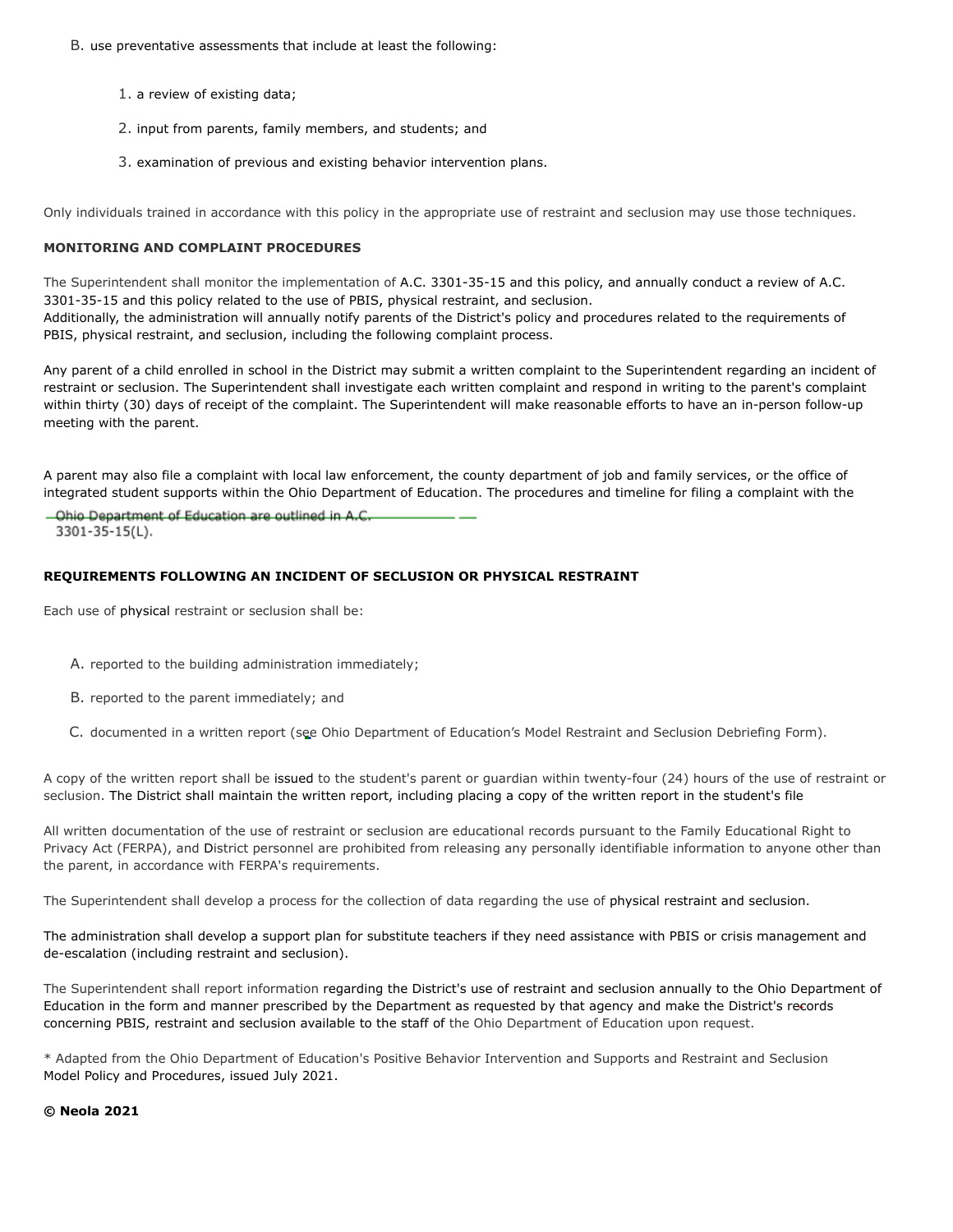B. use preventative assessments that include at least the following:

1. a review of existing data;
2. input from parents, family members, and students; and
3. examination of previous and existing behavior intervention plans.

Only individuals trained in accordance with this policy in the appropriate use of restraint and seclusion may use those techniques.

**MONITORING AND COMPLAINT PROCEDURES**

The Superintendent shall monitor the implementation of A.C. 3301-35-15 and this policy, and annually conduct a review of A.C. 3301-35-15 and this policy related to the use of PBIS, physical restraint, and seclusion.
Additionally, the administration will annually notify parents of the District's policy and procedures related to the requirements of PBIS, physical restraint, and seclusion, including the following complaint process.

Any parent of a child enrolled in school in the District may submit a written complaint to the Superintendent regarding an incident of restraint or seclusion. The Superintendent shall investigate each written complaint and respond in writing to the parent's complaint within thirty (30) days of receipt of the complaint. The Superintendent will make reasonable efforts to have an in-person follow-up meeting with the parent.

A parent may also file a complaint with local law enforcement, the county department of job and family services, or the office of integrated student supports within the Ohio Department of Education. The procedures and timeline for filing a complaint with the Ohio Department of Education are outlined in A.C. 3301-35-15(L).

**REQUIREMENTS FOLLOWING AN INCIDENT OF SECLUSION OR PHYSICAL RESTRAINT**

Each use of physical restraint or seclusion shall be:

A. reported to the building administration immediately;

B. reported to the parent immediately; and

C. documented in a written report (see Ohio Department of Education's Model Restraint and Seclusion Debriefing Form).

A copy of the written report shall be issued to the student's parent or guardian within twenty-four (24) hours of the use of restraint or seclusion. The District shall maintain the written report, including placing a copy of the written report in the student's file

All written documentation of the use of restraint or seclusion are educational records pursuant to the Family Educational Right to Privacy Act (FERPA), and District personnel are prohibited from releasing any personally identifiable information to anyone other than the parent, in accordance with FERPA's requirements.

The Superintendent shall develop a process for the collection of data regarding the use of physical restraint and seclusion.

The administration shall develop a support plan for substitute teachers if they need assistance with PBIS or crisis management and de-escalation (including restraint and seclusion).

The Superintendent shall report information regarding the District's use of restraint and seclusion annually to the Ohio Department of Education in the form and manner prescribed by the Department as requested by that agency and make the District's records concerning PBIS, restraint and seclusion available to the staff of the Ohio Department of Education upon request.

* Adapted from the Ohio Department of Education's Positive Behavior Intervention and Supports and Restraint and Seclusion Model Policy and Procedures, issued July 2021.

**© Neola 2021**